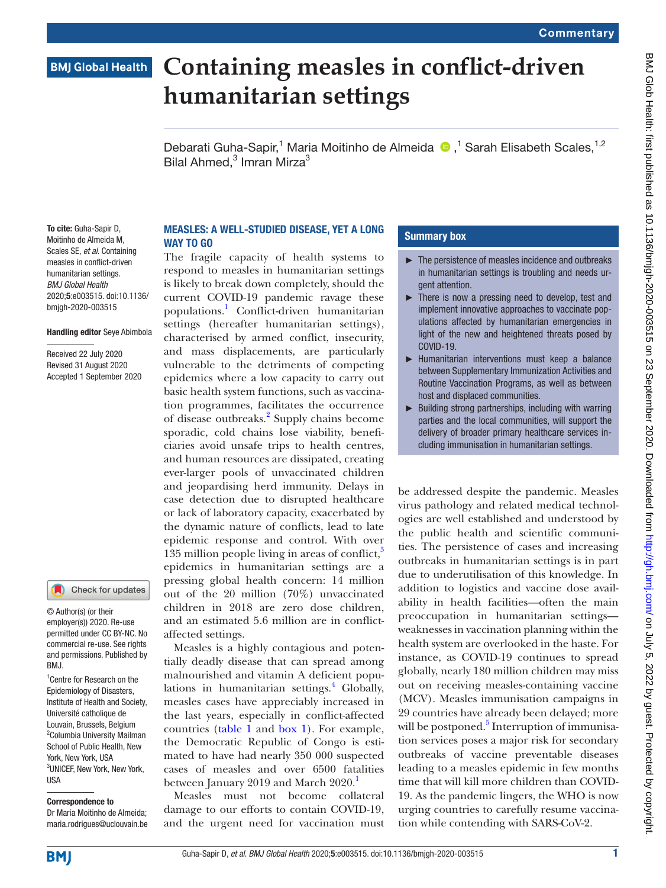Commentary

BMJ Global Health

# Containing measles in conflict-driven humanitarian settings

Debarati Guha-Sapir,[1] Maria Moitinho de Almeida,[1] Sarah Elisabeth Scales,[1,2] Bilal Ahmed,[3] Imran Mirza[3]

**To cite:** Guha-Sapir D, Moitinho de Almeida M, Scales SE, *et al*. Containing measles in conflict-driven humanitarian settings. *BMJ Global Health* 2020;**5**:e003515. doi:10.1136/bmjgh-2020-003515

**Handling editor** Seye Abimbola

Received 22 July 2020
Revised 31 August 2020
Accepted 1 September 2020

© Author(s) (or their employer(s)) 2020. Re-use permitted under CC BY-NC. No commercial re-use. See rights and permissions. Published by BMJ.

[1]Centre for Research on the Epidemiology of Disasters, Institute of Health and Society, Université catholique de Louvain, Brussels, Belgium
[2]Columbia University Mailman School of Public Health, New York, New York, USA
[3]UNICEF, New York, New York, USA

**Correspondence to**
Dr Maria Moitinho de Almeida; maria.rodrigues@uclouvain.be

## Summary box

- The persistence of measles incidence and outbreaks in humanitarian settings is troubling and needs urgent attention.
- There is now a pressing need to develop, test and implement innovative approaches to vaccinate populations affected by humanitarian emergencies in light of the new and heightened threats posed by COVID-19.
- Humanitarian interventions must keep a balance between Supplementary Immunization Activities and Routine Vaccination Programs, as well as between host and displaced communities.
- Building strong partnerships, including with warring parties and the local communities, will support the delivery of broader primary healthcare services including immunisation in humanitarian settings.

## MEASLES: A WELL-STUDIED DISEASE, YET A LONG WAY TO GO

The fragile capacity of health systems to respond to measles in humanitarian settings is likely to break down completely, should the current COVID-19 pandemic ravage these populations.[1] Conflict-driven humanitarian settings (hereafter humanitarian settings), characterised by armed conflict, insecurity, and mass displacements, are particularly vulnerable to the detriments of competing epidemics where a low capacity to carry out basic health system functions, such as vaccination programmes, facilitates the occurrence of disease outbreaks.[2] Supply chains become sporadic, cold chains lose viability, beneficiaries avoid unsafe trips to health centres, and human resources are dissipated, creating ever-larger pools of unvaccinated children and jeopardising herd immunity. Delays in case detection due to disrupted healthcare or lack of laboratory capacity, exacerbated by the dynamic nature of conflicts, lead to late epidemic response and control. With over 135 million people living in areas of conflict,[3] epidemics in humanitarian settings are a pressing global health concern: 14 million out of the 20 million (70%) unvaccinated children in 2018 are zero dose children, and an estimated 5.6 million are in conflict-affected settings.

Measles is a highly contagious and potentially deadly disease that can spread among malnourished and vitamin A deficient populations in humanitarian settings.[4] Globally, measles cases have appreciably increased in the last years, especially in conflict-affected countries (table 1 and box 1). For example, the Democratic Republic of Congo is estimated to have had nearly 350 000 suspected cases of measles and over 6500 fatalities between January 2019 and March 2020.[1]

Measles must not become collateral damage to our efforts to contain COVID-19, and the urgent need for vaccination must be addressed despite the pandemic. Measles virus pathology and related medical technologies are well established and understood by the public health and scientific communities. The persistence of cases and increasing outbreaks in humanitarian settings is in part due to underutilisation of this knowledge. In addition to logistics and vaccine dose availability in health facilities—often the main preoccupation in humanitarian settings—weaknesses in vaccination planning within the health system are overlooked in the haste. For instance, as COVID-19 continues to spread globally, nearly 180 million children may miss out on receiving measles-containing vaccine (MCV). Measles immunisation campaigns in 29 countries have already been delayed; more will be postponed.[5] Interruption of immunisation services poses a major risk for secondary outbreaks of vaccine preventable diseases leading to a measles epidemic in few months time that will kill more children than COVID-19. As the pandemic lingers, the WHO is now urging countries to carefully resume vaccination while contending with SARS-CoV-2.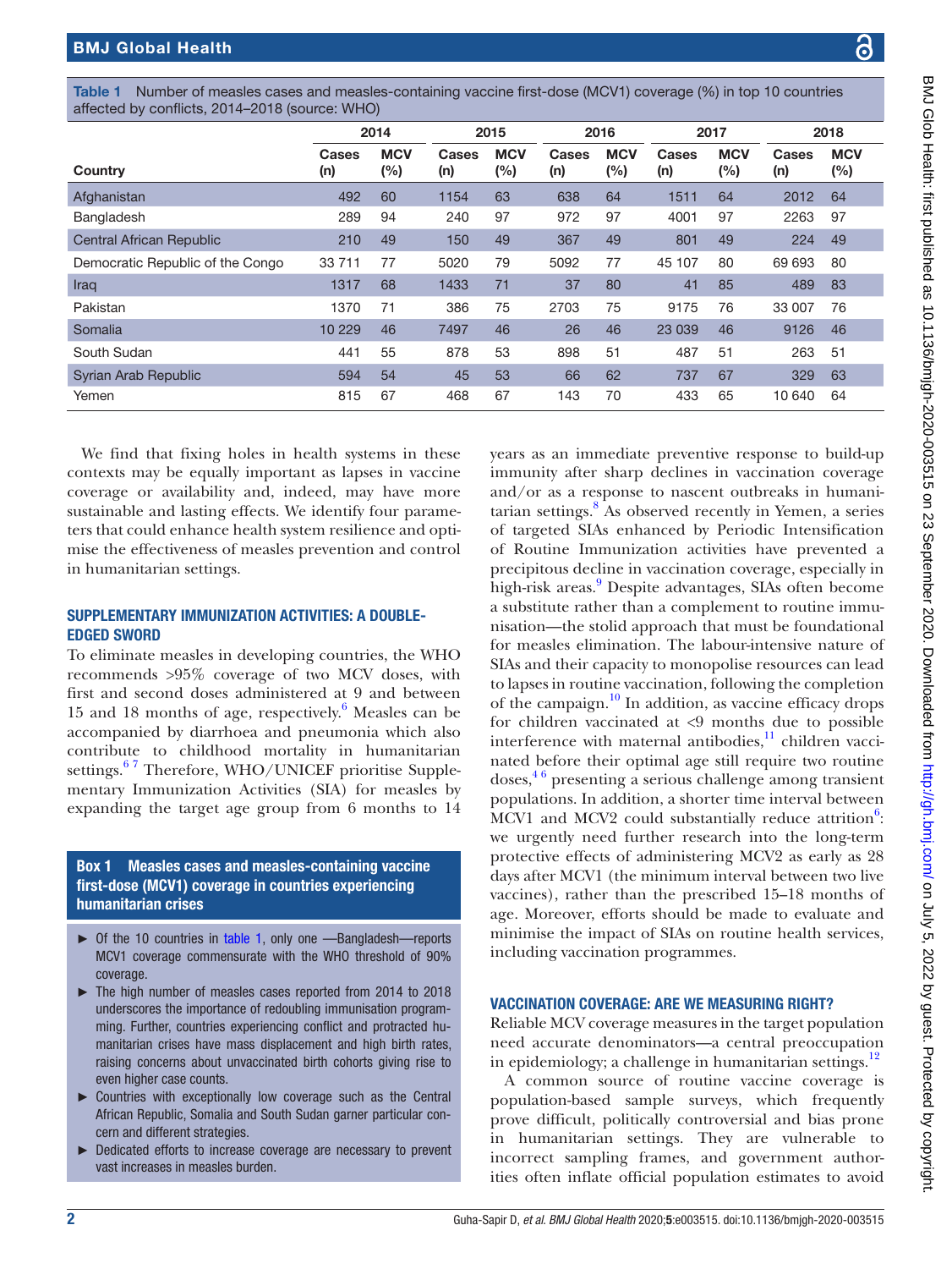Table 1 Number of measles cases and measles-containing vaccine first-dose (MCV1) coverage (%) in top 10 countries affected by conflicts, 2014–2018 (source: WHO)

| Country | 2014 | | 2015 | | 2016 | | 2017 | | 2018 | |
|---|---|---|---|---|---|---|---|---|---|---|
| | Cases (n) | MCV (%) | Cases (n) | MCV (%) | Cases (n) | MCV (%) | Cases (n) | MCV (%) | Cases (n) | MCV (%) |
| Afghanistan | 492 | 60 | 1154 | 63 | 638 | 64 | 1511 | 64 | 2012 | 64 |
| Bangladesh | 289 | 94 | 240 | 97 | 972 | 97 | 4001 | 97 | 2263 | 97 |
| Central African Republic | 210 | 49 | 150 | 49 | 367 | 49 | 801 | 49 | 224 | 49 |
| Democratic Republic of the Congo | 33 711 | 77 | 5020 | 79 | 5092 | 77 | 45 107 | 80 | 69 693 | 80 |
| Iraq | 1317 | 68 | 1433 | 71 | 37 | 80 | 41 | 85 | 489 | 83 |
| Pakistan | 1370 | 71 | 386 | 75 | 2703 | 75 | 9175 | 76 | 33 007 | 76 |
| Somalia | 10 229 | 46 | 7497 | 46 | 26 | 46 | 23 039 | 46 | 9126 | 46 |
| South Sudan | 441 | 55 | 878 | 53 | 898 | 51 | 487 | 51 | 263 | 51 |
| Syrian Arab Republic | 594 | 54 | 45 | 53 | 66 | 62 | 737 | 67 | 329 | 63 |
| Yemen | 815 | 67 | 468 | 67 | 143 | 70 | 433 | 65 | 10 640 | 64 |

We find that fixing holes in health systems in these contexts may be equally important as lapses in vaccine coverage or availability and, indeed, may have more sustainable and lasting effects. We identify four parameters that could enhance health system resilience and optimise the effectiveness of measles prevention and control in humanitarian settings.

## SUPPLEMENTARY IMMUNIZATION ACTIVITIES: A DOUBLE-EDGED SWORD

To eliminate measles in developing countries, the WHO recommends >95% coverage of two MCV doses, with first and second doses administered at 9 and between 15 and 18 months of age, respectively.[6] Measles can be accompanied by diarrhoea and pneumonia which also contribute to childhood mortality in humanitarian settings.[6 7] Therefore, WHO/UNICEF prioritise Supplementary Immunization Activities (SIA) for measles by expanding the target age group from 6 months to 14 years as an immediate preventive response to build-up immunity after sharp declines in vaccination coverage and/or as a response to nascent outbreaks in humanitarian settings.[8] As observed recently in Yemen, a series of targeted SIAs enhanced by Periodic Intensification of Routine Immunization activities have prevented a precipitous decline in vaccination coverage, especially in high-risk areas.[9] Despite advantages, SIAs often become a substitute rather than a complement to routine immunisation—the stolid approach that must be foundational for measles elimination. The labour-intensive nature of SIAs and their capacity to monopolise resources can lead to lapses in routine vaccination, following the completion of the campaign.[10] In addition, as vaccine efficacy drops for children vaccinated at <9 months due to possible interference with maternal antibodies,[11] children vaccinated before their optimal age still require two routine doses,[4 6] presenting a serious challenge among transient populations. In addition, a shorter time interval between MCV1 and MCV2 could substantially reduce attrition[6]: we urgently need further research into the long-term protective effects of administering MCV2 as early as 28 days after MCV1 (the minimum interval between two live vaccines), rather than the prescribed 15–18 months of age. Moreover, efforts should be made to evaluate and minimise the impact of SIAs on routine health services, including vaccination programmes.

### Box 1 Measles cases and measles-containing vaccine first-dose (MCV1) coverage in countries experiencing humanitarian crises

- Of the 10 countries in table 1, only one —Bangladesh—reports MCV1 coverage commensurate with the WHO threshold of 90% coverage.
- The high number of measles cases reported from 2014 to 2018 underscores the importance of redoubling immunisation programming. Further, countries experiencing conflict and protracted humanitarian crises have mass displacement and high birth rates, raising concerns about unvaccinated birth cohorts giving rise to even higher case counts.
- Countries with exceptionally low coverage such as the Central African Republic, Somalia and South Sudan garner particular concern and different strategies.
- Dedicated efforts to increase coverage are necessary to prevent vast increases in measles burden.

## VACCINATION COVERAGE: ARE WE MEASURING RIGHT?

Reliable MCV coverage measures in the target population need accurate denominators—a central preoccupation in epidemiology; a challenge in humanitarian settings.[12]

A common source of routine vaccine coverage is population-based sample surveys, which frequently prove difficult, politically controversial and bias prone in humanitarian settings. They are vulnerable to incorrect sampling frames, and government authorities often inflate official population estimates to avoid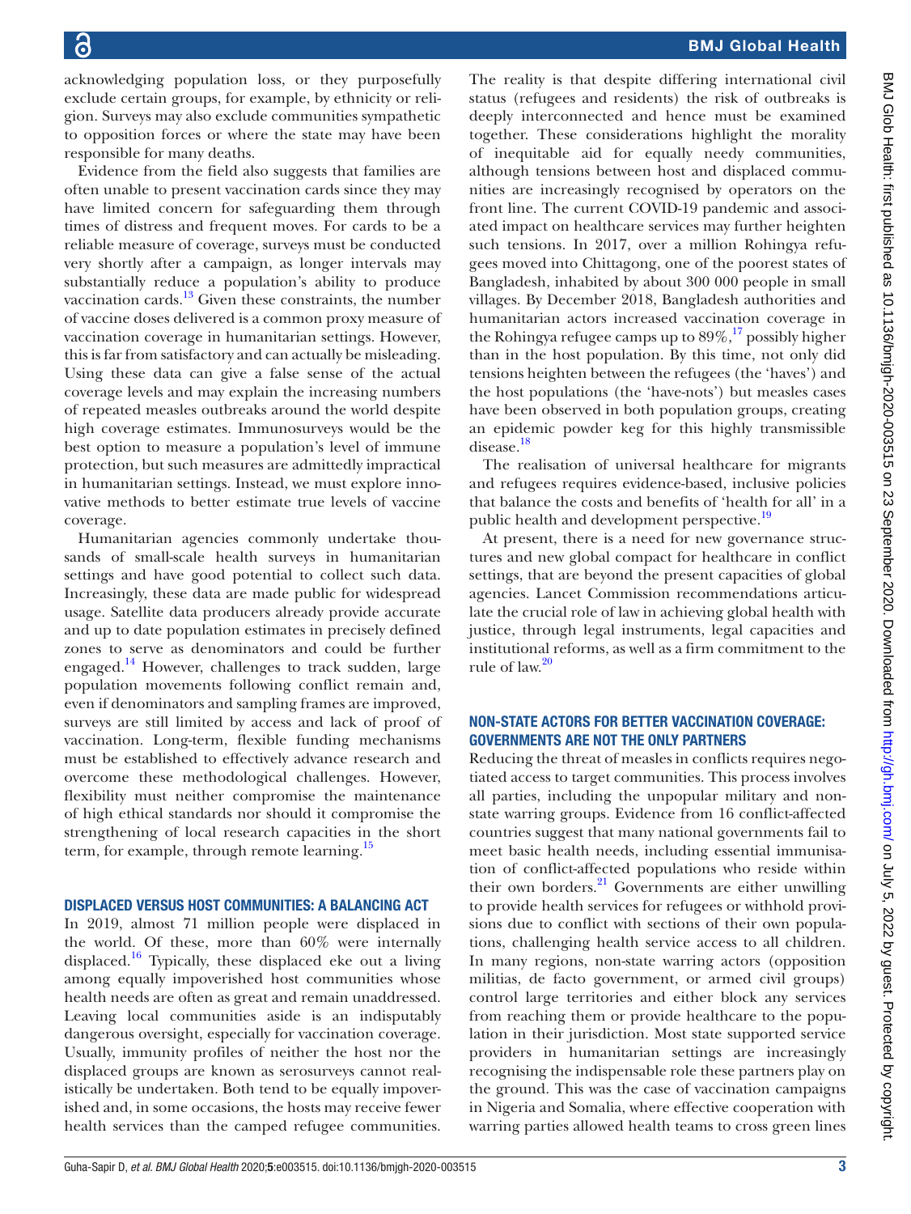acknowledging population loss, or they purposefully exclude certain groups, for example, by ethnicity or religion. Surveys may also exclude communities sympathetic to opposition forces or where the state may have been responsible for many deaths.

Evidence from the field also suggests that families are often unable to present vaccination cards since they may have limited concern for safeguarding them through times of distress and frequent moves. For cards to be a reliable measure of coverage, surveys must be conducted very shortly after a campaign, as longer intervals may substantially reduce a population's ability to produce vaccination cards.[13] Given these constraints, the number of vaccine doses delivered is a common proxy measure of vaccination coverage in humanitarian settings. However, this is far from satisfactory and can actually be misleading. Using these data can give a false sense of the actual coverage levels and may explain the increasing numbers of repeated measles outbreaks around the world despite high coverage estimates. Immunosurveys would be the best option to measure a population's level of immune protection, but such measures are admittedly impractical in humanitarian settings. Instead, we must explore innovative methods to better estimate true levels of vaccine coverage.

Humanitarian agencies commonly undertake thousands of small-scale health surveys in humanitarian settings and have good potential to collect such data. Increasingly, these data are made public for widespread usage. Satellite data producers already provide accurate and up to date population estimates in precisely defined zones to serve as denominators and could be further engaged.[14] However, challenges to track sudden, large population movements following conflict remain and, even if denominators and sampling frames are improved, surveys are still limited by access and lack of proof of vaccination. Long-term, flexible funding mechanisms must be established to effectively advance research and overcome these methodological challenges. However, flexibility must neither compromise the maintenance of high ethical standards nor should it compromise the strengthening of local research capacities in the short term, for example, through remote learning.[15]

## DISPLACED VERSUS HOST COMMUNITIES: A BALANCING ACT

In 2019, almost 71 million people were displaced in the world. Of these, more than 60% were internally displaced.[16] Typically, these displaced eke out a living among equally impoverished host communities whose health needs are often as great and remain unaddressed. Leaving local communities aside is an indisputably dangerous oversight, especially for vaccination coverage. Usually, immunity profiles of neither the host nor the displaced groups are known as serosurveys cannot realistically be undertaken. Both tend to be equally impoverished and, in some occasions, the hosts may receive fewer health services than the camped refugee communities. The reality is that despite differing international civil status (refugees and residents) the risk of outbreaks is deeply interconnected and hence must be examined together. These considerations highlight the morality of inequitable aid for equally needy communities, although tensions between host and displaced communities are increasingly recognised by operators on the front line. The current COVID-19 pandemic and associated impact on healthcare services may further heighten such tensions. In 2017, over a million Rohingya refugees moved into Chittagong, one of the poorest states of Bangladesh, inhabited by about 300 000 people in small villages. By December 2018, Bangladesh authorities and humanitarian actors increased vaccination coverage in the Rohingya refugee camps up to 89%,[17] possibly higher than in the host population. By this time, not only did tensions heighten between the refugees (the 'haves') and the host populations (the 'have-nots') but measles cases have been observed in both population groups, creating an epidemic powder keg for this highly transmissible disease.[18]

The realisation of universal healthcare for migrants and refugees requires evidence-based, inclusive policies that balance the costs and benefits of 'health for all' in a public health and development perspective.[19]

At present, there is a need for new governance structures and new global compact for healthcare in conflict settings, that are beyond the present capacities of global agencies. Lancet Commission recommendations articulate the crucial role of law in achieving global health with justice, through legal instruments, legal capacities and institutional reforms, as well as a firm commitment to the rule of law.[20]

## NON-STATE ACTORS FOR BETTER VACCINATION COVERAGE: GOVERNMENTS ARE NOT THE ONLY PARTNERS

Reducing the threat of measles in conflicts requires negotiated access to target communities. This process involves all parties, including the unpopular military and non-state warring groups. Evidence from 16 conflict-affected countries suggest that many national governments fail to meet basic health needs, including essential immunisation of conflict-affected populations who reside within their own borders.[21] Governments are either unwilling to provide health services for refugees or withhold provisions due to conflict with sections of their own populations, challenging health service access to all children. In many regions, non-state warring actors (opposition militias, de facto government, or armed civil groups) control large territories and either block any services from reaching them or provide healthcare to the population in their jurisdiction. Most state supported service providers in humanitarian settings are increasingly recognising the indispensable role these partners play on the ground. This was the case of vaccination campaigns in Nigeria and Somalia, where effective cooperation with warring parties allowed health teams to cross green lines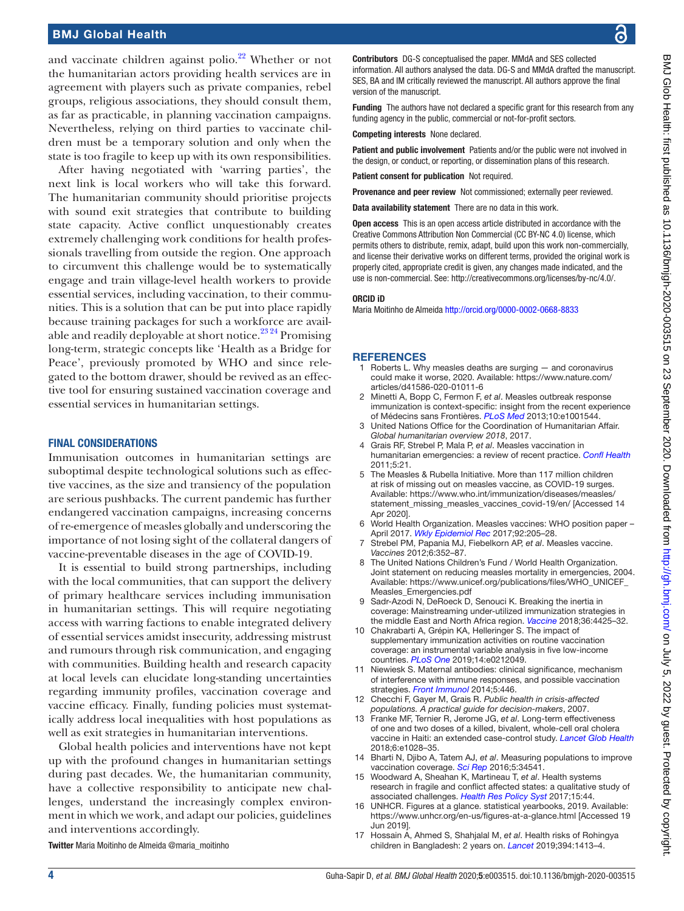and vaccinate children against polio.[22] Whether or not the humanitarian actors providing health services are in agreement with players such as private companies, rebel groups, religious associations, they should consult them, as far as practicable, in planning vaccination campaigns. Nevertheless, relying on third parties to vaccinate children must be a temporary solution and only when the state is too fragile to keep up with its own responsibilities.

After having negotiated with 'warring parties', the next link is local workers who will take this forward. The humanitarian community should prioritise projects with sound exit strategies that contribute to building state capacity. Active conflict unquestionably creates extremely challenging work conditions for health professionals travelling from outside the region. One approach to circumvent this challenge would be to systematically engage and train village-level health workers to provide essential services, including vaccination, to their communities. This is a solution that can be put into place rapidly because training packages for such a workforce are available and readily deployable at short notice.[23 24] Promising long-term, strategic concepts like 'Health as a Bridge for Peace', previously promoted by WHO and since relegated to the bottom drawer, should be revived as an effective tool for ensuring sustained vaccination coverage and essential services in humanitarian settings.

## FINAL CONSIDERATIONS

Immunisation outcomes in humanitarian settings are suboptimal despite technological solutions such as effective vaccines, as the size and transiency of the population are serious pushbacks. The current pandemic has further endangered vaccination campaigns, increasing concerns of re-emergence of measles globally and underscoring the importance of not losing sight of the collateral dangers of vaccine-preventable diseases in the age of COVID-19.

It is essential to build strong partnerships, including with the local communities, that can support the delivery of primary healthcare services including immunisation in humanitarian settings. This will require negotiating access with warring factions to enable integrated delivery of essential services amidst insecurity, addressing mistrust and rumours through risk communication, and engaging with communities. Building health and research capacity at local levels can elucidate long-standing uncertainties regarding immunity profiles, vaccination coverage and vaccine efficacy. Finally, funding policies must systematically address local inequalities with host populations as well as exit strategies in humanitarian interventions.

Global health policies and interventions have not kept up with the profound changes in humanitarian settings during past decades. We, the humanitarian community, have a collective responsibility to anticipate new challenges, understand the increasingly complex environment in which we work, and adapt our policies, guidelines and interventions accordingly.

**Twitter** Maria Moitinho de Almeida @maria_moitinho

**Contributors** DG-S conceptualised the paper. MMdA and SES collected information. All authors analysed the data. DG-S and MMdA drafted the manuscript. SES, BA and IM critically reviewed the manuscript. All authors approve the final version of the manuscript.

**Funding** The authors have not declared a specific grant for this research from any funding agency in the public, commercial or not-for-profit sectors.

**Competing interests** None declared.

**Patient and public involvement** Patients and/or the public were not involved in the design, or conduct, or reporting, or dissemination plans of this research.

**Patient consent for publication** Not required.

**Provenance and peer review** Not commissioned; externally peer reviewed.

**Data availability statement** There are no data in this work.

**Open access** This is an open access article distributed in accordance with the Creative Commons Attribution Non Commercial (CC BY-NC 4.0) license, which permits others to distribute, remix, adapt, build upon this work non-commercially, and license their derivative works on different terms, provided the original work is properly cited, appropriate credit is given, any changes made indicated, and the use is non-commercial. See: http://creativecommons.org/licenses/by-nc/4.0/.

**ORCID iD**

Maria Moitinho de Almeida http://orcid.org/0000-0002-0668-8833

## REFERENCES

1. Roberts L. Why measles deaths are surging — and coronavirus could make it worse, 2020. Available: https://www.nature.com/articles/d41586-020-01011-6
2. Minetti A, Bopp C, Fermon F, *et al*. Measles outbreak response immunization is context-specific: insight from the recent experience of Médecins sans Frontières. *PLoS Med* 2013;10:e1001544.
3. United Nations Office for the Coordination of Humanitarian Affair. *Global humanitarian overview 2018*, 2017.
4. Grais RF, Strebel P, Mala P, *et al*. Measles vaccination in humanitarian emergencies: a review of recent practice. *Confl Health* 2011;5:21.
5. The Measles & Rubella Initiative. More than 117 million children at risk of missing out on measles vaccine, as COVID-19 surges. Available: https://www.who.int/immunization/diseases/measles/statement_missing_measles_vaccines_covid-19/en/ [Accessed 14 Apr 2020].
6. World Health Organization. Measles vaccines: WHO position paper – April 2017. *Wkly Epidemiol Rec* 2017;92:205–28.
7. Strebel PM, Papania MJ, Fiebelkorn AP, *et al*. Measles vaccine. *Vaccines* 2012;6:352–87.
8. The United Nations Children's Fund / World Health Organization. Joint statement on reducing measles mortality in emergencies, 2004. Available: https://www.unicef.org/publications/files/WHO_UNICEF_Measles_Emergencies.pdf
9. Sadr-Azodi N, DeRoeck D, Senouci K. Breaking the inertia in coverage: Mainstreaming under-utilized immunization strategies in the middle East and North Africa region. *Vaccine* 2018;36:4425–32.
10. Chakrabarti A, Grépin KA, Helleringer S. The impact of supplementary immunization activities on routine vaccination coverage: an instrumental variable analysis in five low-income countries. *PLoS One* 2019;14:e0212049.
11. Niewiesk S. Maternal antibodies: clinical significance, mechanism of interference with immune responses, and possible vaccination strategies. *Front Immunol* 2014;5:446.
12. Checchi F, Gayer M, Grais R. *Public health in crisis-affected populations. A practical guide for decision-makers*, 2007.
13. Franke MF, Ternier R, Jerome JG, *et al*. Long-term effectiveness of one and two doses of a killed, bivalent, whole-cell oral cholera vaccine in Haiti: an extended case-control study. *Lancet Glob Health* 2018;6:e1028–35.
14. Bharti N, Djibo A, Tatem AJ, *et al*. Measuring populations to improve vaccination coverage. *Sci Rep* 2016;5:34541.
15. Woodward A, Sheahan K, Martineau T, *et al*. Health systems research in fragile and conflict affected states: a qualitative study of associated challenges. *Health Res Policy Syst* 2017;15:44.
16. UNHCR. Figures at a glance. statistical yearbooks, 2019. Available: https://www.unhcr.org/en-us/figures-at-a-glance.html [Accessed 19 Jun 2019].
17. Hossain A, Ahmed S, Shahjalal M, *et al*. Health risks of Rohingya children in Bangladesh: 2 years on. *Lancet* 2019;394:1413–4.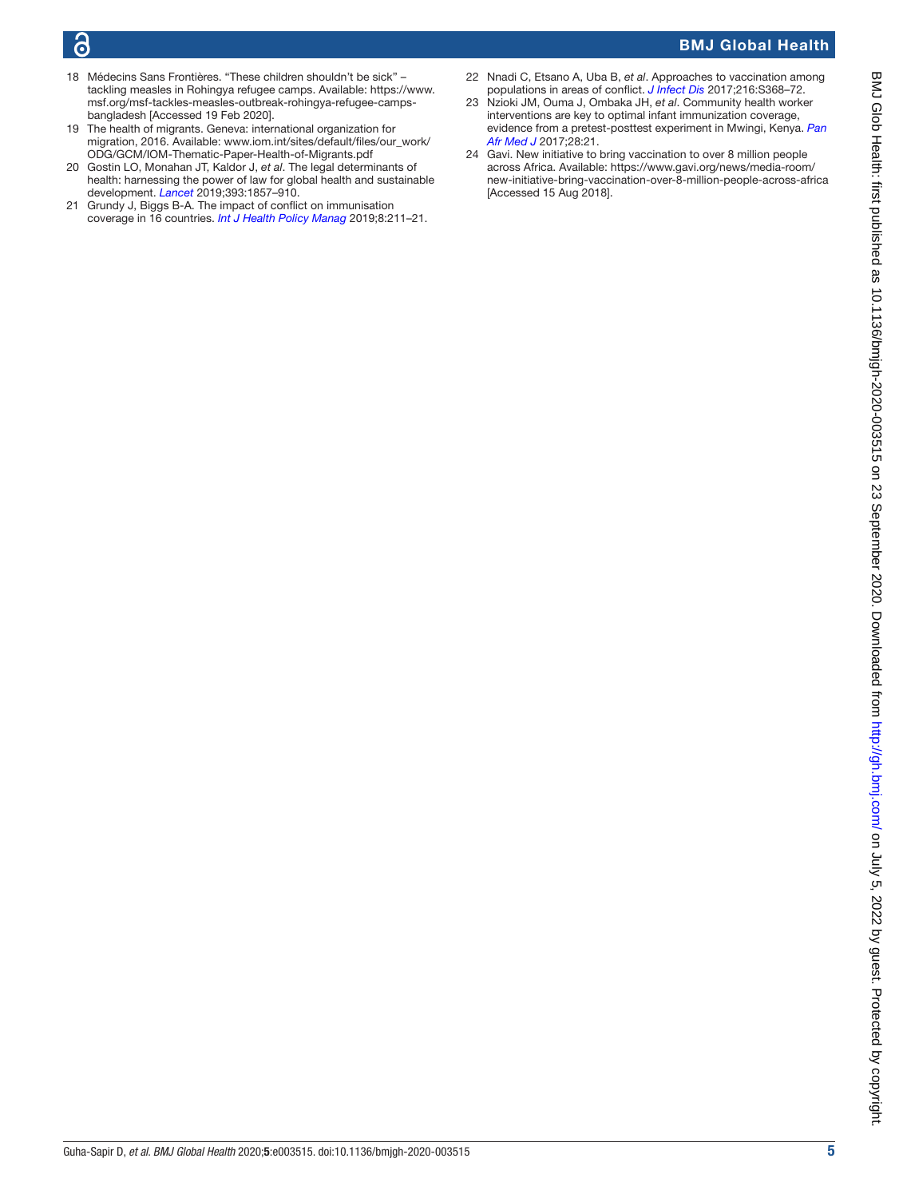18. Médecins Sans Frontières. “These children shouldn’t be sick” – tackling measles in Rohingya refugee camps. Available: https://www.msf.org/msf-tackles-measles-outbreak-rohingya-refugee-camps-bangladesh [Accessed 19 Feb 2020].
19. The health of migrants. Geneva: international organization for migration, 2016. Available: www.iom.int/sites/default/files/our_work/ODG/GCM/IOM-Thematic-Paper-Health-of-Migrants.pdf
20. Gostin LO, Monahan JT, Kaldor J, *et al*. The legal determinants of health: harnessing the power of law for global health and sustainable development. *Lancet* 2019;393:1857–910.
21. Grundy J, Biggs B-A. The impact of conflict on immunisation coverage in 16 countries. *Int J Health Policy Manag* 2019;8:211–21.
22. Nnadi C, Etsano A, Uba B, *et al*. Approaches to vaccination among populations in areas of conflict. *J Infect Dis* 2017;216:S368–72.
23. Nzioki JM, Ouma J, Ombaka JH, *et al*. Community health worker interventions are key to optimal infant immunization coverage, evidence from a pretest-posttest experiment in Mwingi, Kenya. *Pan Afr Med J* 2017;28:21.
24. Gavi. New initiative to bring vaccination to over 8 million people across Africa. Available: https://www.gavi.org/news/media-room/new-initiative-bring-vaccination-over-8-million-people-across-africa [Accessed 15 Aug 2018].